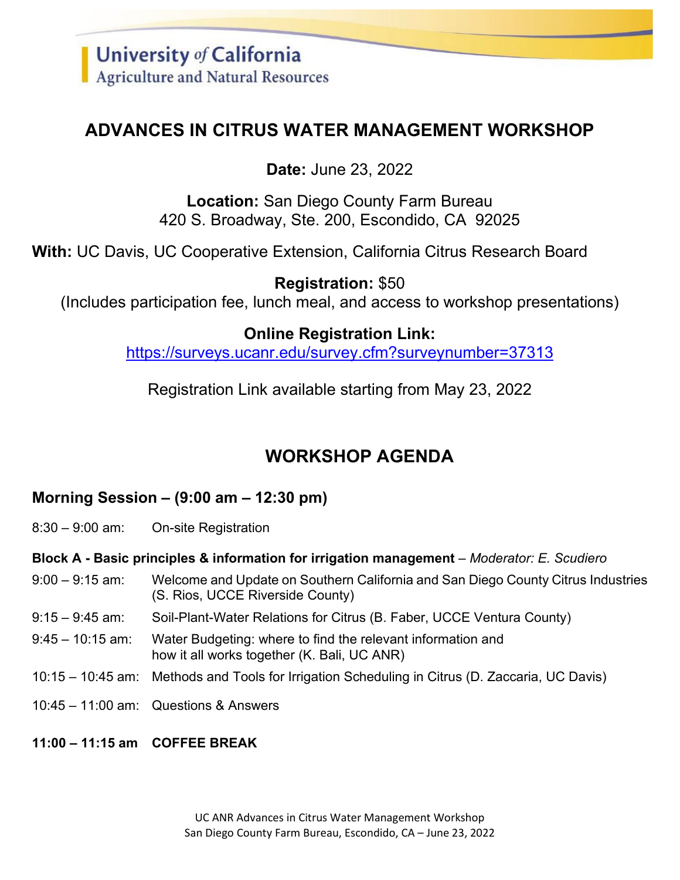University *of* California
Agriculture and Natural Resources

# ADVANCES IN CITRUS WATER MANAGEMENT WORKSHOP

**Date:** June 23, 2022

**Location:** San Diego County Farm Bureau
420 S. Broadway, Ste. 200, Escondido, CA 92025

**With:** UC Davis, UC Cooperative Extension, California Citrus Research Board

**Registration:** $50
(Includes participation fee, lunch meal, and access to workshop presentations)

**Online Registration Link:**
https://surveys.ucanr.edu/survey.cfm?surveynumber=37313

Registration Link available starting from May 23, 2022

## WORKSHOP AGENDA

### Morning Session – (9:00 am – 12:30 pm)

8:30 – 9:00 am: On-site Registration

**Block A - Basic principles & information for irrigation management** – *Moderator: E. Scudiero*

9:00 – 9:15 am: Welcome and Update on Southern California and San Diego County Citrus Industries (S. Rios, UCCE Riverside County)

9:15 – 9:45 am: Soil-Plant-Water Relations for Citrus (B. Faber, UCCE Ventura County)

9:45 – 10:15 am: Water Budgeting: where to find the relevant information and how it all works together (K. Bali, UC ANR)

10:15 – 10:45 am: Methods and Tools for Irrigation Scheduling in Citrus (D. Zaccaria, UC Davis)

10:45 – 11:00 am: Questions & Answers

**11:00 – 11:15 am COFFEE BREAK**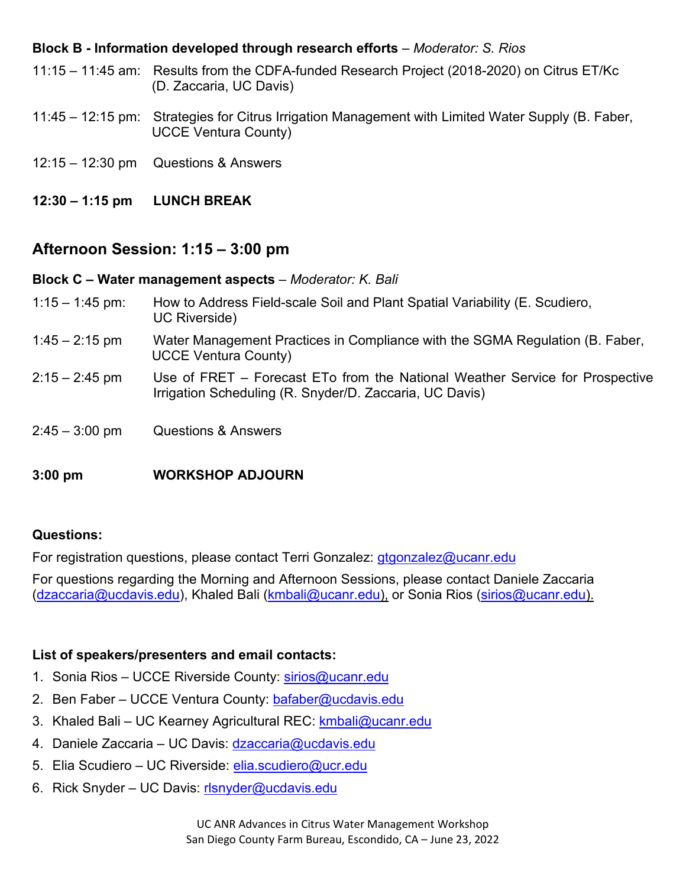**Block B - Information developed through research efforts** – *Moderator: S. Rios*

11:15 – 11:45 am: Results from the CDFA-funded Research Project (2018-2020) on Citrus ET/Kc (D. Zaccaria, UC Davis)

11:45 – 12:15 pm: Strategies for Citrus Irrigation Management with Limited Water Supply (B. Faber, UCCE Ventura County)

12:15 – 12:30 pm Questions & Answers

**12:30 – 1:15 pm LUNCH BREAK**

## Afternoon Session: 1:15 – 3:00 pm

**Block C – Water management aspects** – *Moderator: K. Bali*

1:15 – 1:45 pm: How to Address Field-scale Soil and Plant Spatial Variability (E. Scudiero, UC Riverside)

1:45 – 2:15 pm Water Management Practices in Compliance with the SGMA Regulation (B. Faber, UCCE Ventura County)

2:15 – 2:45 pm Use of FRET – Forecast ETo from the National Weather Service for Prospective Irrigation Scheduling (R. Snyder/D. Zaccaria, UC Davis)

2:45 – 3:00 pm Questions & Answers

**3:00 pm WORKSHOP ADJOURN**

**Questions:**

For registration questions, please contact Terri Gonzalez: gtgonzalez@ucanr.edu

For questions regarding the Morning and Afternoon Sessions, please contact Daniele Zaccaria (dzaccaria@ucdavis.edu), Khaled Bali (kmbali@ucanr.edu), or Sonia Rios (sirios@ucanr.edu).

**List of speakers/presenters and email contacts:**

1. Sonia Rios – UCCE Riverside County: sirios@ucanr.edu
2. Ben Faber – UCCE Ventura County: bafaber@ucdavis.edu
3. Khaled Bali – UC Kearney Agricultural REC: kmbali@ucanr.edu
4. Daniele Zaccaria – UC Davis: dzaccaria@ucdavis.edu
5. Elia Scudiero – UC Riverside: elia.scudiero@ucr.edu
6. Rick Snyder – UC Davis: rlsnyder@ucdavis.edu